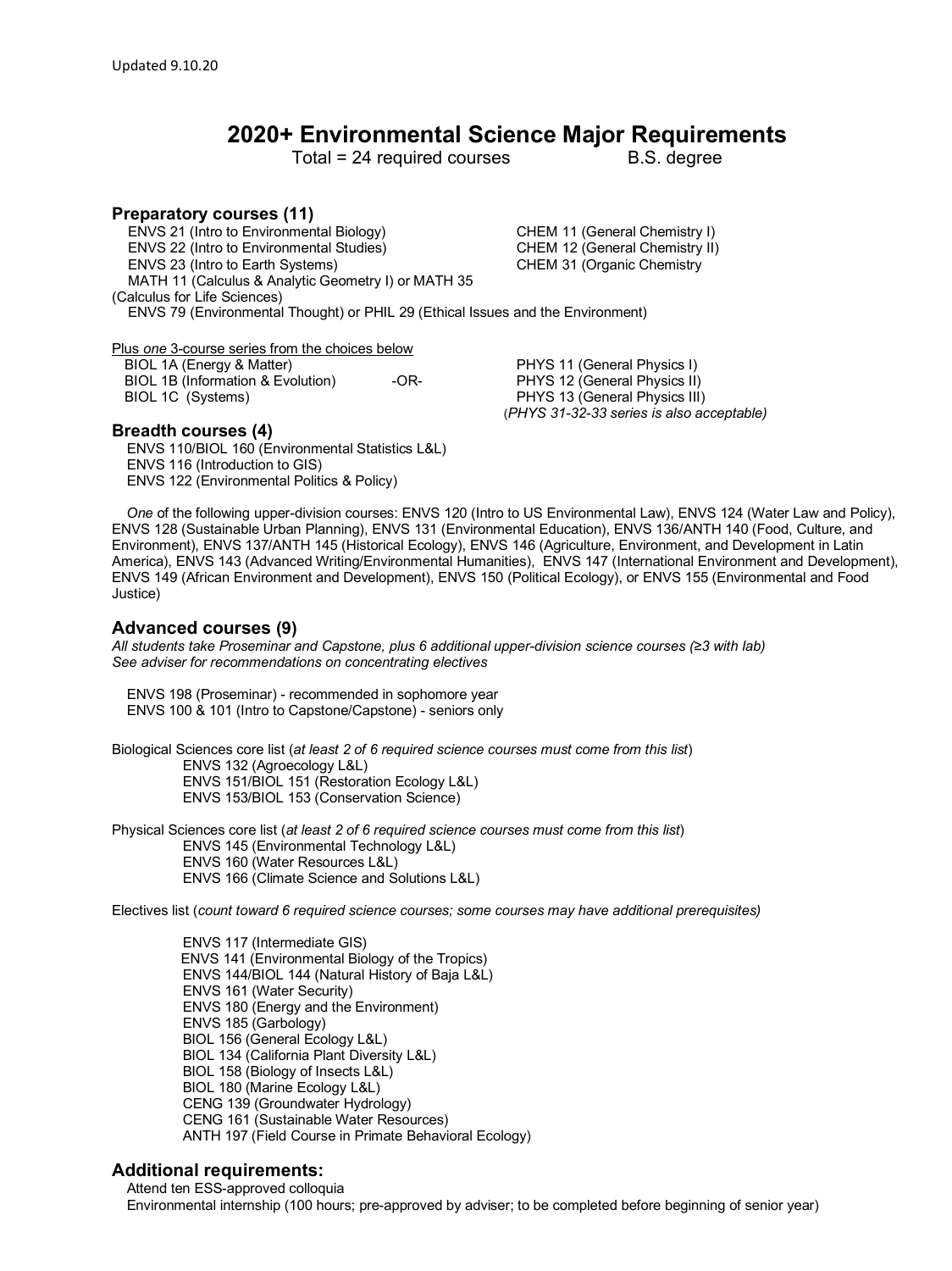Updated 9.10.20

# 2020+ Environmental Science Major Requirements

Total = 24 required courses B.S. degree

## Preparatory courses (11)

- ENVS 21 (Intro to Environmental Biology)
- ENVS 22 (Intro to Environmental Studies)
- ENVS 23 (Intro to Earth Systems)
- MATH 11 (Calculus & Analytic Geometry I) or MATH 35 (Calculus for Life Sciences)
- ENVS 79 (Environmental Thought) or PHIL 29 (Ethical Issues and the Environment)
- CHEM 11 (General Chemistry I)
- CHEM 12 (General Chemistry II)
- CHEM 31 (Organic Chemistry

Plus *one* 3-course series from the choices below

- BIOL 1A (Energy & Matter)
- BIOL 1B (Information & Evolution)
- BIOL 1C (Systems)

-OR-

- PHYS 11 (General Physics I)
- PHYS 12 (General Physics II)
- PHYS 13 (General Physics III)

(*PHYS 31-32-33 series is also acceptable)*

## Breadth courses (4)

- ENVS 110/BIOL 160 (Environmental Statistics L&L)
- ENVS 116 (Introduction to GIS)
- ENVS 122 (Environmental Politics & Policy)

*One* of the following upper-division courses: ENVS 120 (Intro to US Environmental Law), ENVS 124 (Water Law and Policy), ENVS 128 (Sustainable Urban Planning), ENVS 131 (Environmental Education), ENVS 136/ANTH 140 (Food, Culture, and Environment), ENVS 137/ANTH 145 (Historical Ecology), ENVS 146 (Agriculture, Environment, and Development in Latin America), ENVS 143 (Advanced Writing/Environmental Humanities), ENVS 147 (International Environment and Development), ENVS 149 (African Environment and Development), ENVS 150 (Political Ecology), or ENVS 155 (Environmental and Food Justice)

## Advanced courses (9)

*All students take Proseminar and Capstone, plus 6 additional upper-division science courses (≥3 with lab)*
*See adviser for recommendations on concentrating electives*

- ENVS 198 (Proseminar) - recommended in sophomore year
- ENVS 100 & 101 (Intro to Capstone/Capstone) - seniors only

Biological Sciences core list (*at least 2 of 6 required science courses must come from this list*)

- ENVS 132 (Agroecology L&L)
- ENVS 151/BIOL 151 (Restoration Ecology L&L)
- ENVS 153/BIOL 153 (Conservation Science)

Physical Sciences core list (*at least 2 of 6 required science courses must come from this list*)

- ENVS 145 (Environmental Technology L&L)
- ENVS 160 (Water Resources L&L)
- ENVS 166 (Climate Science and Solutions L&L)

Electives list (*count toward 6 required science courses; some courses may have additional prerequisites)*

- ENVS 117 (Intermediate GIS)
- ENVS 141 (Environmental Biology of the Tropics)
- ENVS 144/BIOL 144 (Natural History of Baja L&L)
- ENVS 161 (Water Security)
- ENVS 180 (Energy and the Environment)
- ENVS 185 (Garbology)
- BIOL 156 (General Ecology L&L)
- BIOL 134 (California Plant Diversity L&L)
- BIOL 158 (Biology of Insects L&L)
- BIOL 180 (Marine Ecology L&L)
- CENG 139 (Groundwater Hydrology)
- CENG 161 (Sustainable Water Resources)
- ANTH 197 (Field Course in Primate Behavioral Ecology)

## Additional requirements:

- Attend ten ESS-approved colloquia
- Environmental internship (100 hours; pre-approved by adviser; to be completed before beginning of senior year)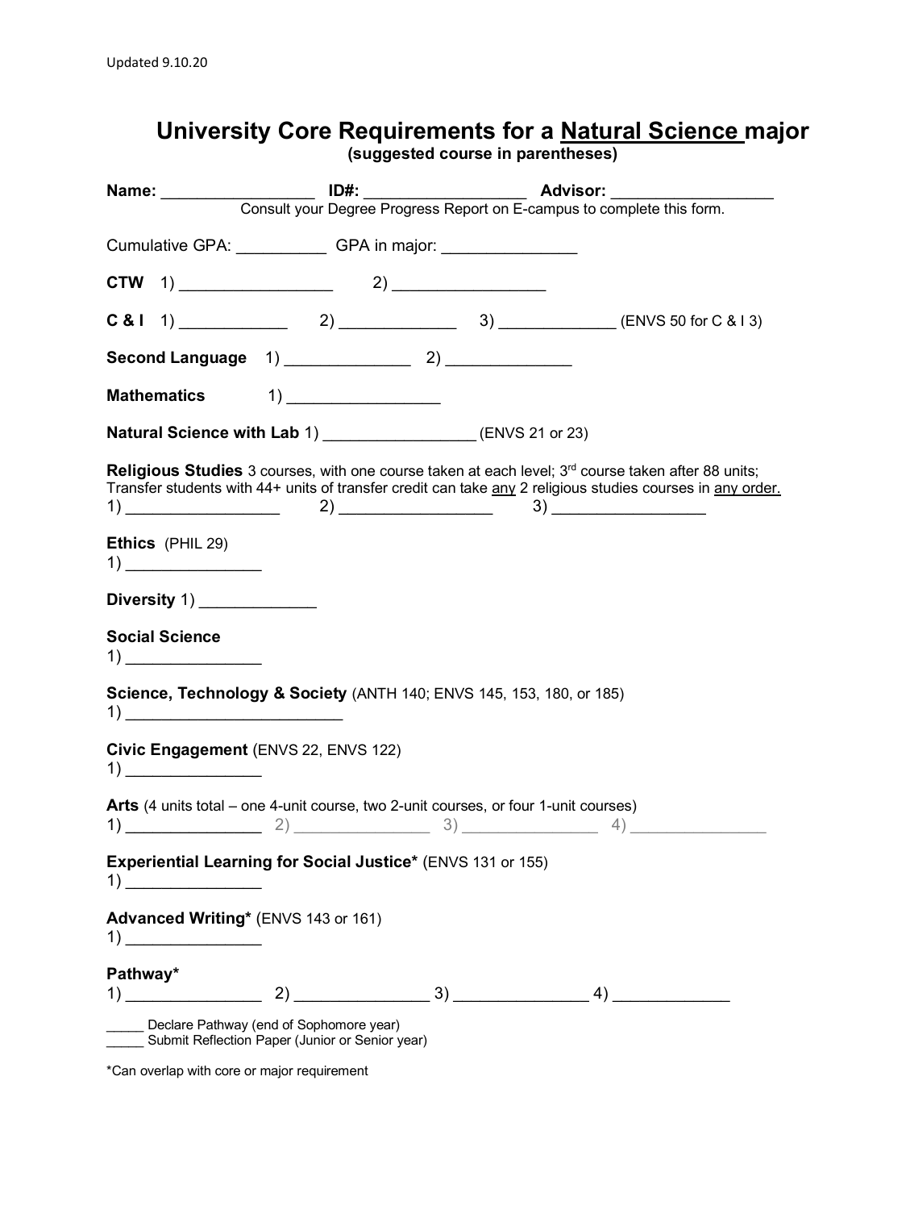Updated 9.10.20

# University Core Requirements for a Natural Science major

**(suggested course in parentheses)**

**Name:** _________________ **ID#:** __________________ **Advisor:** __________________

Consult your Degree Progress Report on E-campus to complete this form.

Cumulative GPA: __________ GPA in major: _______________

**CTW** 1) _________________ 2) _________________

**C & I** 1) ____________ 2) _____________ 3) _____________ (ENVS 50 for C & I 3)

**Second Language** 1) ______________ 2) ______________

**Mathematics** 1) _________________

**Natural Science with Lab** 1) _________________ (ENVS 21 or 23)

**Religious Studies** 3 courses, with one course taken at each level; 3rd course taken after 88 units; Transfer students with 44+ units of transfer credit can take any 2 religious studies courses in any order.

1) _________________ 2) _________________ 3) _________________

**Ethics** (PHIL 29)

1) _______________

**Diversity** 1) _____________

**Social Science**

1) _______________

**Science, Technology & Society** (ANTH 140; ENVS 145, 153, 180, or 185)

1) ________________________

**Civic Engagement** (ENVS 22, ENVS 122)

1) _______________

**Arts** (4 units total – one 4-unit course, two 2-unit courses, or four 1-unit courses)

1) _______________ 2) _______________ 3) _______________ 4) _______________

**Experiential Learning for Social Justice*** (ENVS 131 or 155)

1) _______________

**Advanced Writing*** (ENVS 143 or 161)

1) _______________

**Pathway***

1) _______________ 2) _______________ 3) _______________ 4) _____________

_____ Declare Pathway (end of Sophomore year)

_____ Submit Reflection Paper (Junior or Senior year)

*Can overlap with core or major requirement